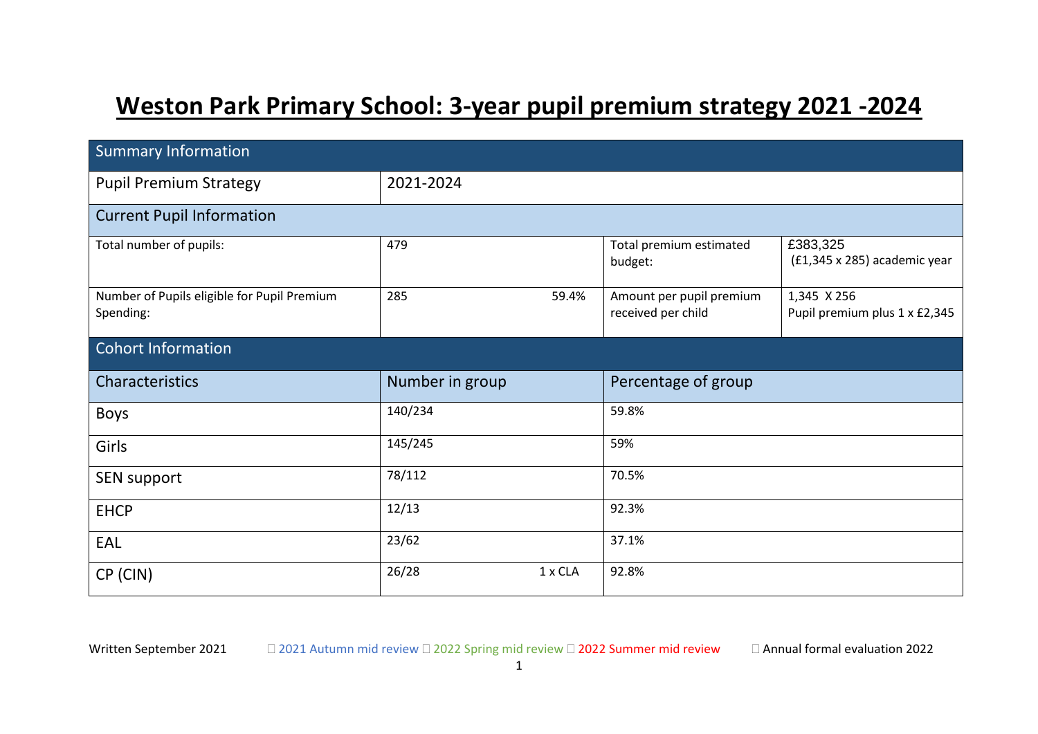# Weston Park Primary School: 3-year pupil premium strategy 2021 -2024

| Summary Information | | | |
|---|---|---|---|
| Pupil Premium Strategy | 2021-2024 | | |
| **Current Pupil Information** | | | |
| Total number of pupils: | 479 | Total premium estimated budget: | £383,325 (£1,345 x 285) academic year |
| Number of Pupils eligible for Pupil Premium Spending: | 285 59.4% | Amount per pupil premium received per child | 1,345 X 256 Pupil premium plus 1 x £2,345 |

| Cohort Information | | |
|---|---|---|
| **Characteristics** | **Number in group** | **Percentage of group** |
| Boys | 140/234 | 59.8% |
| Girls | 145/245 | 59% |
| SEN support | 78/112 | 70.5% |
| EHCP | 12/13 | 92.3% |
| EAL | 23/62 | 37.1% |
| CP (CIN) | 26/28 1 x CLA | 92.8% |

Written September 2021 2021 Autumn mid review 2022 Spring mid review 2022 Summer mid review Annual formal evaluation 2022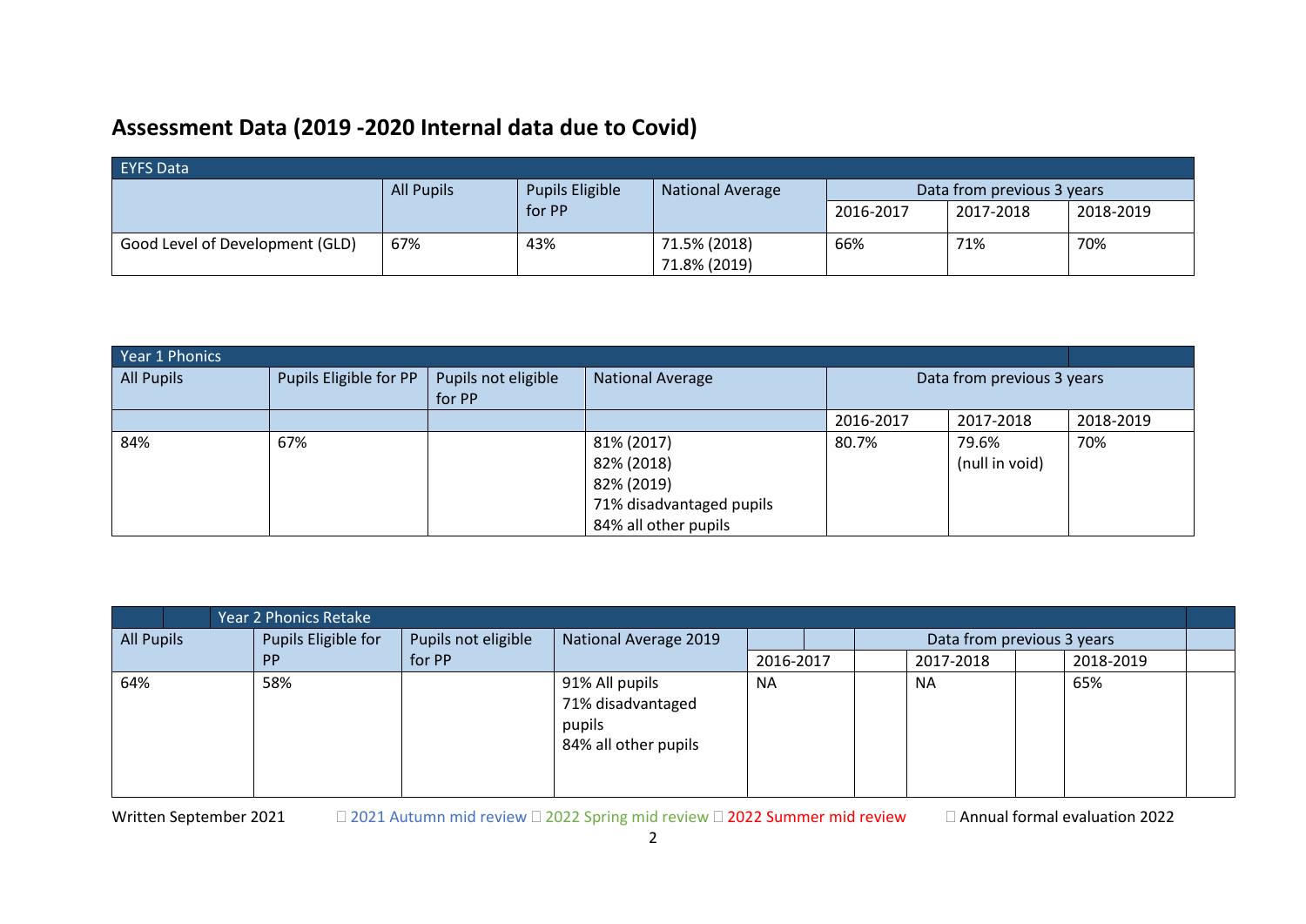## Assessment Data (2019 -2020 Internal data due to Covid)

| EYFS Data | | | | | | |
|---|---|---|---|---|---|---|
| | All Pupils | Pupils Eligible for PP | National Average | Data from previous 3 years | | |
| | | | | 2016-2017 | 2017-2018 | 2018-2019 |
| Good Level of Development (GLD) | 67% | 43% | 71.5% (2018)<br>71.8% (2019) | 66% | 71% | 70% |

| Year 1 Phonics | | | | | | |
|---|---|---|---|---|---|---|
| All Pupils | Pupils Eligible for PP | Pupils not eligible for PP | National Average | Data from previous 3 years | | |
| | | | | 2016-2017 | 2017-2018 | 2018-2019 |
| 84% | 67% | | 81% (2017)<br>82% (2018)<br>82% (2019)<br>71% disadvantaged pupils<br>84% all other pupils | 80.7% | 79.6%<br>(null in void) | 70% |

| Year 2 Phonics Retake | | | | | | |
|---|---|---|---|---|---|---|
| All Pupils | Pupils Eligible for PP | Pupils not eligible for PP | National Average 2019 | Data from previous 3 years | | |
| | | | | 2016-2017 | 2017-2018 | 2018-2019 |
| 64% | 58% | | 91% All pupils<br>71% disadvantaged pupils<br>84% all other pupils | NA | NA | 65% |

Written September 2021 ☐ 2021 Autumn mid review ☐ 2022 Spring mid review ☐ 2022 Summer mid review ☐ Annual formal evaluation 2022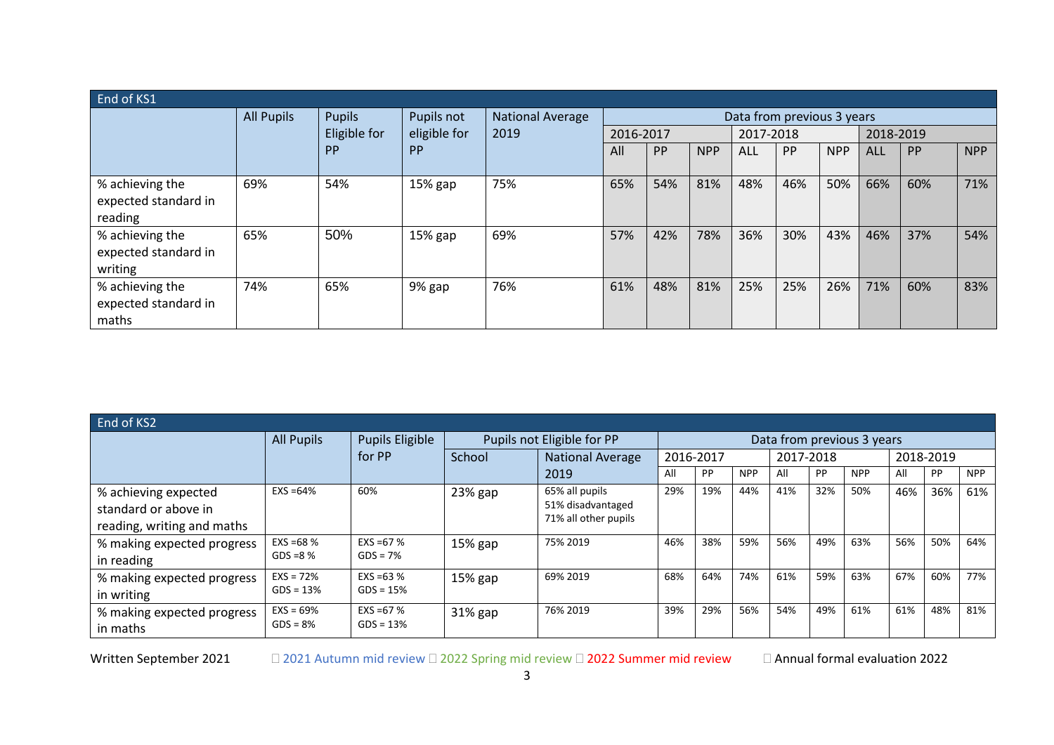| End of KS1 | | | | | | | | | | | | | | |
|---|---|---|---|---|---|---|---|---|---|---|---|---|---|---|
| | All Pupils | Pupils Eligible for PP | Pupils not eligible for PP | National Average 2019 | Data from previous 3 years | | | | | | | | | |
| | | | | | 2016-2017 | | | 2017-2018 | | | 2018-2019 | | | |
| | | | | | All | PP | NPP | ALL | PP | NPP | ALL | PP | NPP |
| % achieving the expected standard in reading | 69% | 54% | 15% gap | 75% | 65% | 54% | 81% | 48% | 46% | 50% | 66% | 60% | 71% |
| % achieving the expected standard in writing | 65% | 50% | 15% gap | 69% | 57% | 42% | 78% | 36% | 30% | 43% | 46% | 37% | 54% |
| % achieving the expected standard in maths | 74% | 65% | 9% gap | 76% | 61% | 48% | 81% | 25% | 25% | 26% | 71% | 60% | 83% |

| End of KS2 | | | | | | | | | | | | | | |
|---|---|---|---|---|---|---|---|---|---|---|---|---|---|---|
| | All Pupils | Pupils Eligible for PP | Pupils not Eligible for PP | | Data from previous 3 years | | | | | | | | | |
| | | | School | National Average 2019 | 2016-2017 | | | 2017-2018 | | | 2018-2019 | | | |
| | | | | | All | PP | NPP | All | PP | NPP | All | PP | NPP |
| % achieving expected standard or above in reading, writing and maths | EXS =64% | 60% | 23% gap | 65% all pupils 51% disadvantaged 71% all other pupils | 29% | 19% | 44% | 41% | 32% | 50% | 46% | 36% | 61% |
| % making expected progress in reading | EXS =68 % GDS =8 % | EXS =67 % GDS = 7% | 15% gap | 75% 2019 | 46% | 38% | 59% | 56% | 49% | 63% | 56% | 50% | 64% |
| % making expected progress in writing | EXS = 72% GDS = 13% | EXS =63 % GDS = 15% | 15% gap | 69% 2019 | 68% | 64% | 74% | 61% | 59% | 63% | 67% | 60% | 77% |
| % making expected progress in maths | EXS = 69% GDS = 8% | EXS =67 % GDS = 13% | 31% gap | 76% 2019 | 39% | 29% | 56% | 54% | 49% | 61% | 61% | 48% | 81% |

Written September 2021 □ 2021 Autumn mid review □ 2022 Spring mid review □ 2022 Summer mid review □ Annual formal evaluation 2022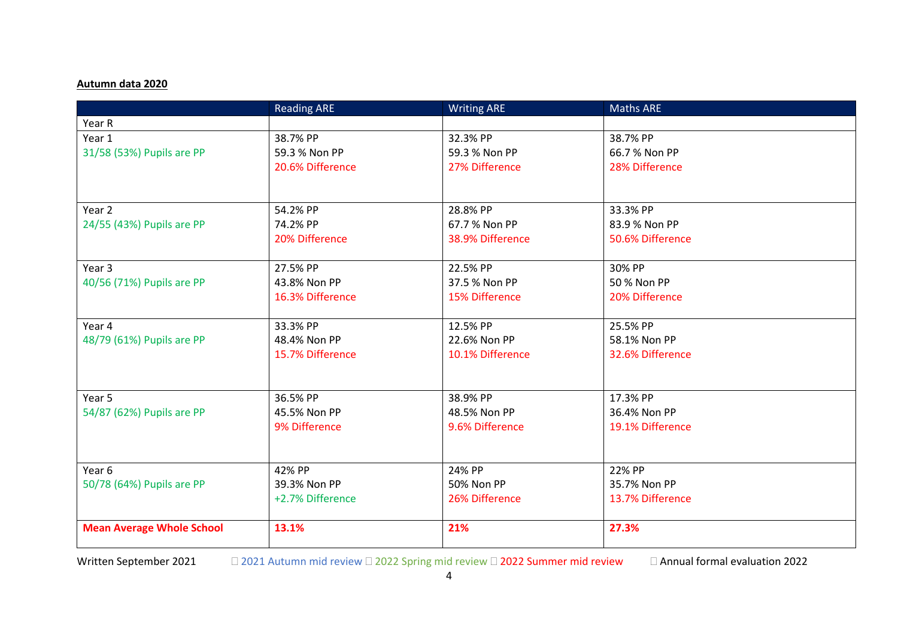**Autumn data 2020**

| | Reading ARE | Writing ARE | Maths ARE |
|---|---|---|---|
| Year R | | | |
| Year 1<br>31/58 (53%) Pupils are PP | 38.7% PP<br>59.3 % Non PP<br>20.6% Difference | 32.3% PP<br>59.3 % Non PP<br>27% Difference | 38.7% PP<br>66.7 % Non PP<br>28% Difference |
| Year 2<br>24/55 (43%) Pupils are PP | 54.2% PP<br>74.2% PP<br>20% Difference | 28.8% PP<br>67.7 % Non PP<br>38.9% Difference | 33.3% PP<br>83.9 % Non PP<br>50.6% Difference |
| Year 3<br>40/56 (71%) Pupils are PP | 27.5% PP<br>43.8% Non PP<br>16.3% Difference | 22.5% PP<br>37.5 % Non PP<br>15% Difference | 30% PP<br>50 % Non PP<br>20% Difference |
| Year 4<br>48/79 (61%) Pupils are PP | 33.3% PP<br>48.4% Non PP<br>15.7% Difference | 12.5% PP<br>22.6% Non PP<br>10.1% Difference | 25.5% PP<br>58.1% Non PP<br>32.6% Difference |
| Year 5<br>54/87 (62%) Pupils are PP | 36.5% PP<br>45.5% Non PP<br>9% Difference | 38.9% PP<br>48.5% Non PP<br>9.6% Difference | 17.3% PP<br>36.4% Non PP<br>19.1% Difference |
| Year 6<br>50/78 (64%) Pupils are PP | 42% PP<br>39.3% Non PP<br>+2.7% Difference | 24% PP<br>50% Non PP<br>26% Difference | 22% PP<br>35.7% Non PP<br>13.7% Difference |
| **Mean Average Whole School** | **13.1%** | **21%** | **27.3%** |

Written September 2021 ☐ 2021 Autumn mid review ☐ 2022 Spring mid review ☐ 2022 Summer mid review ☐ Annual formal evaluation 2022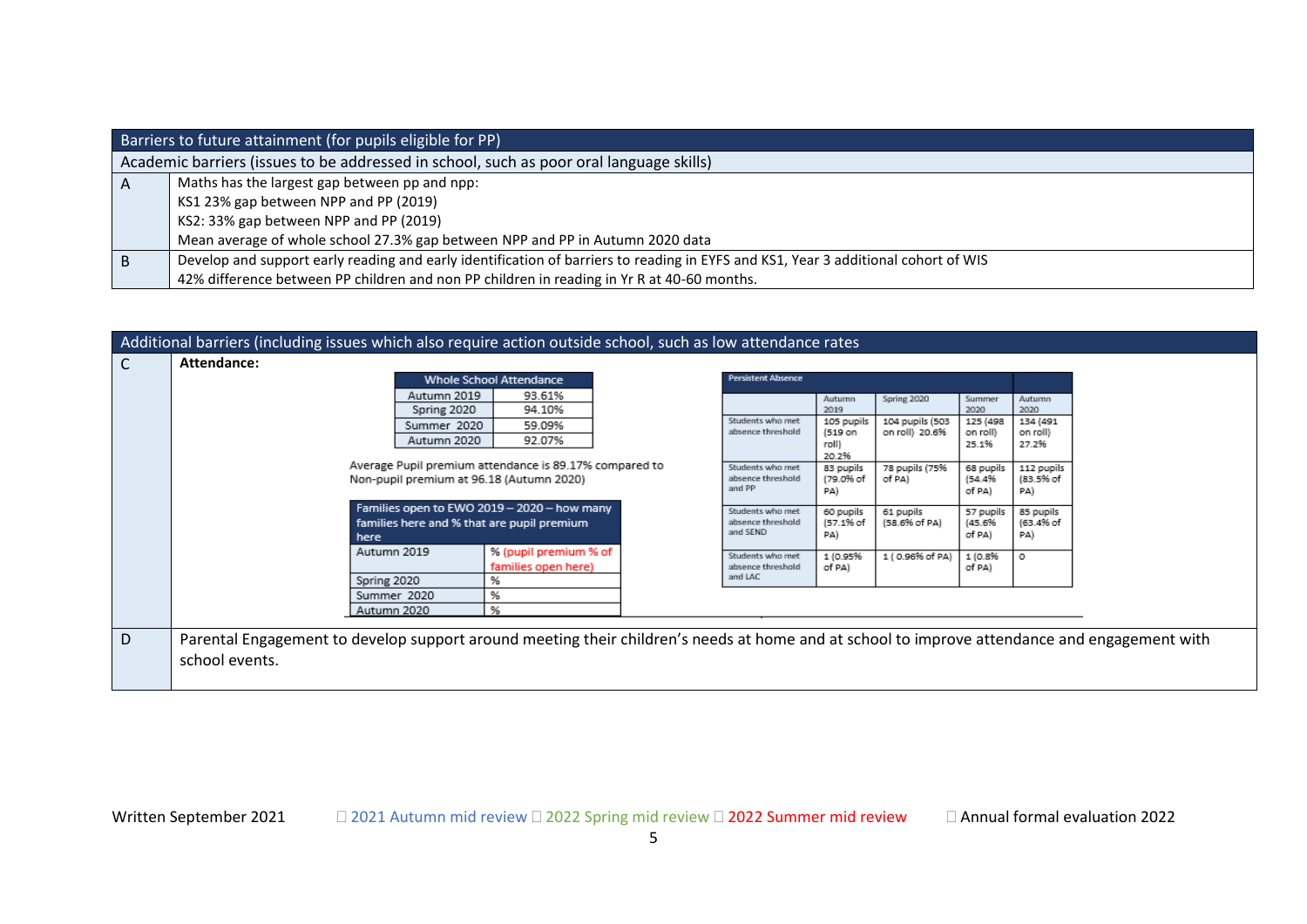| Barriers to future attainment (for pupils eligible for PP) | |
|---|---|
| Academic barriers (issues to be addressed in school, such as poor oral language skills) | |
| A | Maths has the largest gap between pp and npp:<br>KS1 23% gap between NPP and PP (2019)<br>KS2: 33% gap between NPP and PP (2019)<br>Mean average of whole school 27.3% gap between NPP and PP in Autumn 2020 data |
| B | Develop and support early reading and early identification of barriers to reading in EYFS and KS1, Year 3 additional cohort of WIS<br>42% difference between PP children and non PP children in reading in Yr R at 40-60 months. |

| Additional barriers (including issues which also require action outside school, such as low attendance rates | |
|---|---|
| C | **Attendance:** |
| D | Parental Engagement to develop support around meeting their children's needs at home and at school to improve attendance and engagement with school events. |

| Whole School Attendance | |
|---|---|
| Autumn 2019 | 93.61% |
| Spring 2020 | 94.10% |
| Summer 2020 | 59.09% |
| Autumn 2020 | 92.07% |

Average Pupil premium attendance is 89.17% compared to Non-pupil premium at 96.18 (Autumn 2020)

| Families open to EWO 2019 – 2020 – how many families here and % that are pupil premium here | |
|---|---|
| Autumn 2019 | % (pupil premium % of families open here) |
| Spring 2020 | % |
| Summer 2020 | % |
| Autumn 2020 | % |

| Persistent Absence | Autumn 2019 | Spring 2020 | Summer 2020 | Autumn 2020 |
|---|---|---|---|---|
| Students who met absence threshold | 105 pupils (519 on roll) 20.2% | 104 pupils (503 on roll) 20.6% | 125 (498 on roll) 25.1% | 134 (491 on roll) 27.2% |
| Students who met absence threshold and PP | 83 pupils (79.0% of PA) | 78 pupils (75% of PA) | 68 pupils (54.4% of PA) | 112 pupils (83.5% of PA) |
| Students who met absence threshold and SEND | 60 pupils (57.1% of PA) | 61 pupils (58.6% of PA) | 57 pupils (45.6% of PA) | 85 pupils (63.4% of PA) |
| Students who met absence threshold and LAC | 1 (0.95% of PA) | 1 ( 0.96% of PA) | 1 (0.8% of PA) | 0 |

Written September 2021 ☐ 2021 Autumn mid review ☐ 2022 Spring mid review ☐ 2022 Summer mid review ☐ Annual formal evaluation 2022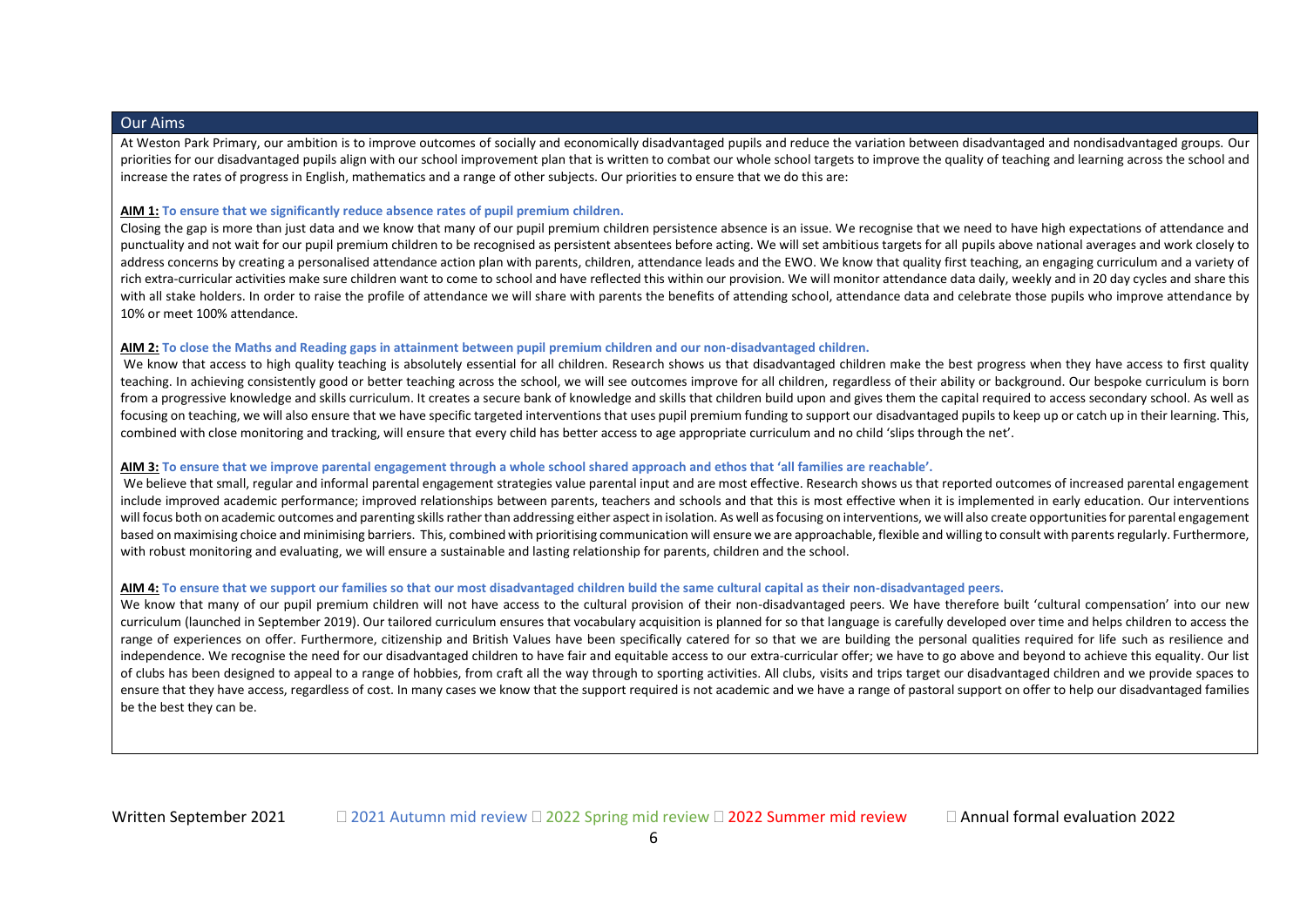## Our Aims

At Weston Park Primary, our ambition is to improve outcomes of socially and economically disadvantaged pupils and reduce the variation between disadvantaged and nondisadvantaged groups. Our priorities for our disadvantaged pupils align with our school improvement plan that is written to combat our whole school targets to improve the quality of teaching and learning across the school and increase the rates of progress in English, mathematics and a range of other subjects. Our priorities to ensure that we do this are:

**AIM 1: To ensure that we significantly reduce absence rates of pupil premium children.**

Closing the gap is more than just data and we know that many of our pupil premium children persistence absence is an issue. We recognise that we need to have high expectations of attendance and punctuality and not wait for our pupil premium children to be recognised as persistent absentees before acting. We will set ambitious targets for all pupils above national averages and work closely to address concerns by creating a personalised attendance action plan with parents, children, attendance leads and the EWO. We know that quality first teaching, an engaging curriculum and a variety of rich extra-curricular activities make sure children want to come to school and have reflected this within our provision. We will monitor attendance data daily, weekly and in 20 day cycles and share this with all stake holders. In order to raise the profile of attendance we will share with parents the benefits of attending school, attendance data and celebrate those pupils who improve attendance by 10% or meet 100% attendance.

**AIM 2: To close the Maths and Reading gaps in attainment between pupil premium children and our non-disadvantaged children.**

We know that access to high quality teaching is absolutely essential for all children. Research shows us that disadvantaged children make the best progress when they have access to first quality teaching. In achieving consistently good or better teaching across the school, we will see outcomes improve for all children, regardless of their ability or background. Our bespoke curriculum is born from a progressive knowledge and skills curriculum. It creates a secure bank of knowledge and skills that children build upon and gives them the capital required to access secondary school. As well as focusing on teaching, we will also ensure that we have specific targeted interventions that uses pupil premium funding to support our disadvantaged pupils to keep up or catch up in their learning. This, combined with close monitoring and tracking, will ensure that every child has better access to age appropriate curriculum and no child 'slips through the net'.

**AIM 3: To ensure that we improve parental engagement through a whole school shared approach and ethos that 'all families are reachable'.**

We believe that small, regular and informal parental engagement strategies value parental input and are most effective. Research shows us that reported outcomes of increased parental engagement include improved academic performance; improved relationships between parents, teachers and schools and that this is most effective when it is implemented in early education. Our interventions will focus both on academic outcomes and parenting skills rather than addressing either aspect in isolation. As well as focusing on interventions, we will also create opportunities for parental engagement based on maximising choice and minimising barriers. This, combined with prioritising communication will ensure we are approachable, flexible and willing to consult with parents regularly. Furthermore, with robust monitoring and evaluating, we will ensure a sustainable and lasting relationship for parents, children and the school.

**AIM 4: To ensure that we support our families so that our most disadvantaged children build the same cultural capital as their non-disadvantaged peers.**

We know that many of our pupil premium children will not have access to the cultural provision of their non-disadvantaged peers. We have therefore built 'cultural compensation' into our new curriculum (launched in September 2019). Our tailored curriculum ensures that vocabulary acquisition is planned for so that language is carefully developed over time and helps children to access the range of experiences on offer. Furthermore, citizenship and British Values have been specifically catered for so that we are building the personal qualities required for life such as resilience and independence. We recognise the need for our disadvantaged children to have fair and equitable access to our extra-curricular offer; we have to go above and beyond to achieve this equality. Our list of clubs has been designed to appeal to a range of hobbies, from craft all the way through to sporting activities. All clubs, visits and trips target our disadvantaged children and we provide spaces to ensure that they have access, regardless of cost. In many cases we know that the support required is not academic and we have a range of pastoral support on offer to help our disadvantaged families be the best they can be.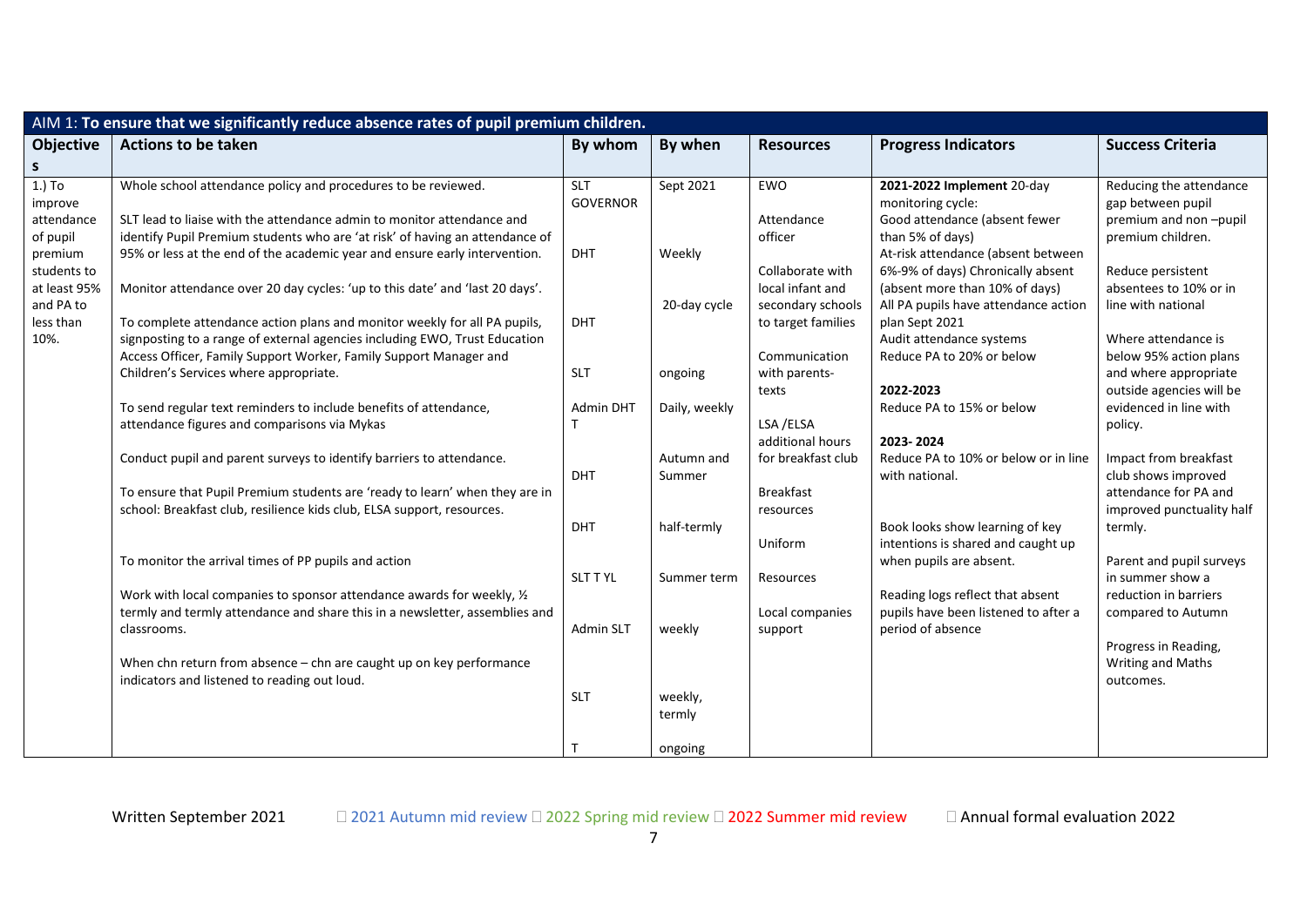| AIM 1: To ensure that we significantly reduce absence rates of pupil premium children. | | | | | | |
|---|---|---|---|---|---|---|
| **Objectives** | **Actions to be taken** | **By whom** | **By when** | **Resources** | **Progress Indicators** | **Success Criteria** |
| 1.) To improve attendance of pupil premium students to at least 95% and PA to less than 10%. | Whole school attendance policy and procedures to be reviewed.<br><br>SLT lead to liaise with the attendance admin to monitor attendance and identify Pupil Premium students who are 'at risk' of having an attendance of 95% or less at the end of the academic year and ensure early intervention.<br><br>Monitor attendance over 20 day cycles: 'up to this date' and 'last 20 days'.<br><br>To complete attendance action plans and monitor weekly for all PA pupils, signposting to a range of external agencies including EWO, Trust Education Access Officer, Family Support Worker, Family Support Manager and Children's Services where appropriate.<br><br>To send regular text reminders to include benefits of attendance, attendance figures and comparisons via Mykas<br><br>Conduct pupil and parent surveys to identify barriers to attendance.<br><br>To ensure that Pupil Premium students are 'ready to learn' when they are in school: Breakfast club, resilience kids club, ELSA support, resources.<br><br>To monitor the arrival times of PP pupils and action<br><br>Work with local companies to sponsor attendance awards for weekly, ½ termly and termly attendance and share this in a newsletter, assemblies and classrooms.<br><br>When chn return from absence – chn are caught up on key performance indicators and listened to reading out loud. | SLT GOVERNOR<br><br>DHT<br><br>DHT<br><br>SLT<br><br>Admin DHT T<br><br>DHT<br><br>DHT<br><br>SLT T YL<br><br>Admin SLT<br><br>SLT<br><br>T | Sept 2021<br><br>Weekly<br><br>20-day cycle<br><br>ongoing<br><br>Daily, weekly<br><br>Autumn and Summer<br><br>half-termly<br><br>Summer term<br><br>weekly<br><br>weekly, termly<br><br>ongoing | EWO<br><br>Attendance officer<br><br>Collaborate with local infant and secondary schools to target families<br><br>Communication with parents- texts<br><br>LSA /ELSA additional hours for breakfast club<br><br>Breakfast resources<br><br>Uniform<br><br>Resources<br><br>Local companies support | **2021-2022 Implement** 20-day monitoring cycle:<br>Good attendance (absent fewer than 5% of days)<br>At-risk attendance (absent between 6%-9% of days) Chronically absent (absent more than 10% of days)<br>All PA pupils have attendance action plan Sept 2021<br>Audit attendance systems<br>Reduce PA to 20% or below<br><br>**2022-2023**<br>Reduce PA to 15% or below<br><br>**2023- 2024**<br>Reduce PA to 10% or below or in line with national.<br><br>Book looks show learning of key intentions is shared and caught up when pupils are absent.<br><br>Reading logs reflect that absent pupils have been listened to after a period of absence | Reducing the attendance gap between pupil premium and non –pupil premium children.<br><br>Reduce persistent absentees to 10% or in line with national<br><br>Where attendance is below 95% action plans and where appropriate outside agencies will be evidenced in line with policy.<br><br>Impact from breakfast club shows improved attendance for PA and improved punctuality half termly.<br><br>Parent and pupil surveys in summer show a reduction in barriers compared to Autumn<br><br>Progress in Reading, Writing and Maths outcomes. |

Written September 2021 ☐ 2021 Autumn mid review ☐ 2022 Spring mid review ☐ 2022 Summer mid review ☐ Annual formal evaluation 2022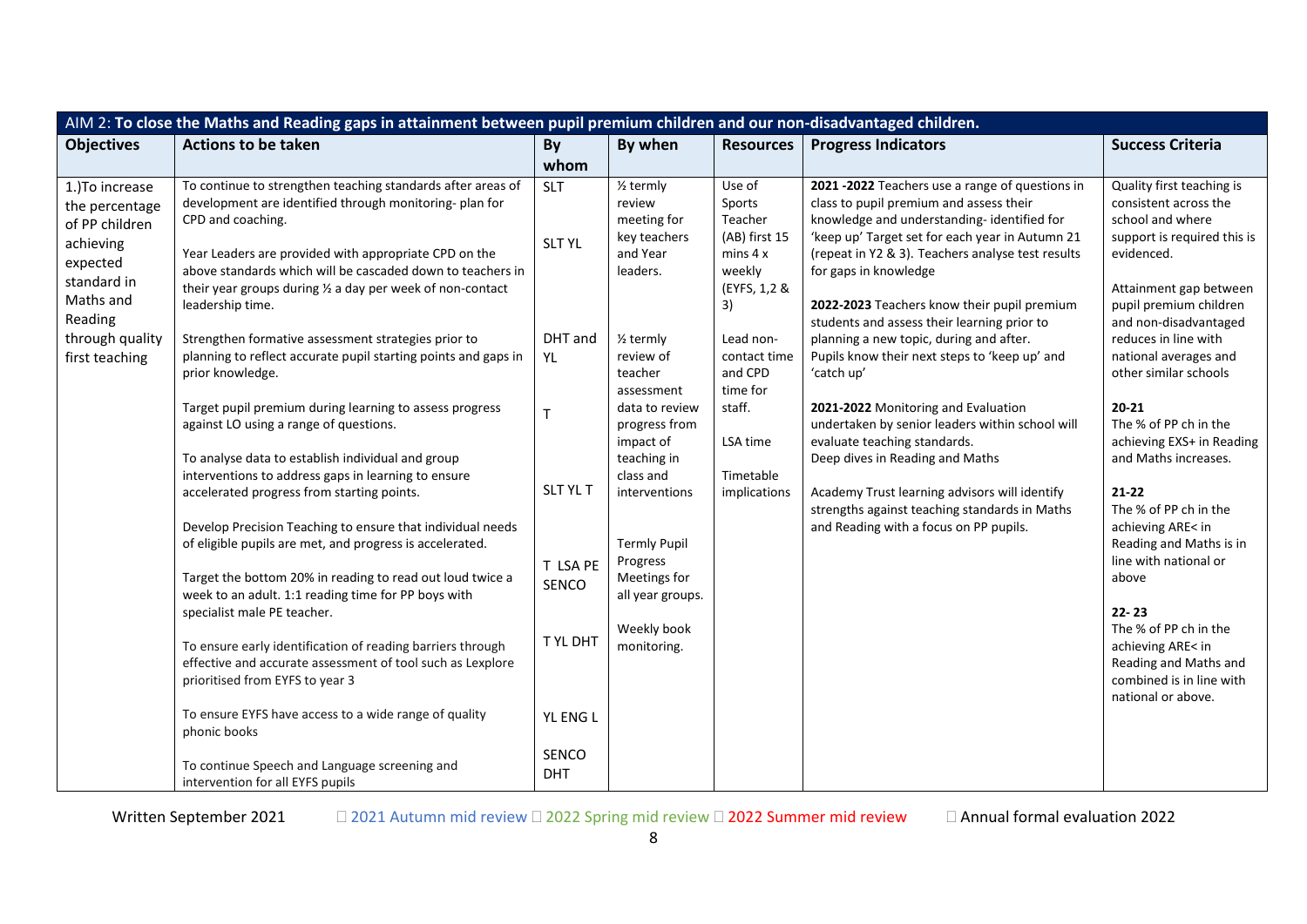| AIM 2: **To close the Maths and Reading gaps in attainment between pupil premium children and our non-disadvantaged children.** | | | | | |
|---|---|---|---|---|---|
| **Objectives** | **Actions to be taken** | **By whom** | **By when** | **Resources** | **Progress Indicators** | **Success Criteria** |
| 1.)To increase the percentage of PP children achieving expected standard in Maths and Reading through quality first teaching | To continue to strengthen teaching standards after areas of development are identified through monitoring- plan for CPD and coaching.<br><br>Year Leaders are provided with appropriate CPD on the above standards which will be cascaded down to teachers in their year groups during ½ a day per week of non-contact leadership time.<br><br>Strengthen formative assessment strategies prior to planning to reflect accurate pupil starting points and gaps in prior knowledge.<br><br>Target pupil premium during learning to assess progress against LO using a range of questions.<br><br>To analyse data to establish individual and group interventions to address gaps in learning to ensure accelerated progress from starting points.<br><br>Develop Precision Teaching to ensure that individual needs of eligible pupils are met, and progress is accelerated.<br><br>Target the bottom 20% in reading to read out loud twice a week to an adult. 1:1 reading time for PP boys with specialist male PE teacher.<br><br>To ensure early identification of reading barriers through effective and accurate assessment of tool such as Lexplore prioritised from EYFS to year 3<br><br>To ensure EYFS have access to a wide range of quality phonic books<br><br>To continue Speech and Language screening and intervention for all EYFS pupils | SLT<br><br>SLT YL<br><br>DHT and YL<br><br>T<br><br>SLT YL T<br><br>T LSA PE SENCO<br><br>T YL DHT<br><br>YL ENG L<br><br>SENCO DHT | ½ termly review meeting for key teachers and Year leaders.<br><br>½ termly review of teacher assessment data to review progress from impact of teaching in class and interventions<br><br>Termly Pupil Progress Meetings for all year groups.<br><br>Weekly book monitoring. | Use of Sports Teacher (AB) first 15 mins 4 x weekly (EYFS, 1,2 & 3)<br><br>Lead non-contact time and CPD time for staff.<br><br>LSA time<br><br>Timetable implications | **2021 -2022** Teachers use a range of questions in class to pupil premium and assess their knowledge and understanding- identified for 'keep up' Target set for each year in Autumn 21 (repeat in Y2 & 3). Teachers analyse test results for gaps in knowledge<br><br>**2022-2023** Teachers know their pupil premium students and assess their learning prior to planning a new topic, during and after. Pupils know their next steps to 'keep up' and 'catch up'<br><br>**2021-2022** Monitoring and Evaluation undertaken by senior leaders within school will evaluate teaching standards. Deep dives in Reading and Maths<br><br>Academy Trust learning advisors will identify strengths against teaching standards in Maths and Reading with a focus on PP pupils. | Quality first teaching is consistent across the school and where support is required this is evidenced.<br><br>Attainment gap between pupil premium children and non-disadvantaged reduces in line with national averages and other similar schools<br><br>**20-21**<br>The % of PP ch in the achieving EXS+ in Reading and Maths increases.<br><br>**21-22**<br>The % of PP ch in the achieving ARE< in Reading and Maths is in line with national or above<br><br>**22- 23**<br>The % of PP ch in the achieving ARE< in Reading and Maths combined is in line with national or above. |

Written September 2021  2021 Autumn mid review  2022 Spring mid review  2022 Summer mid review  Annual formal evaluation 2022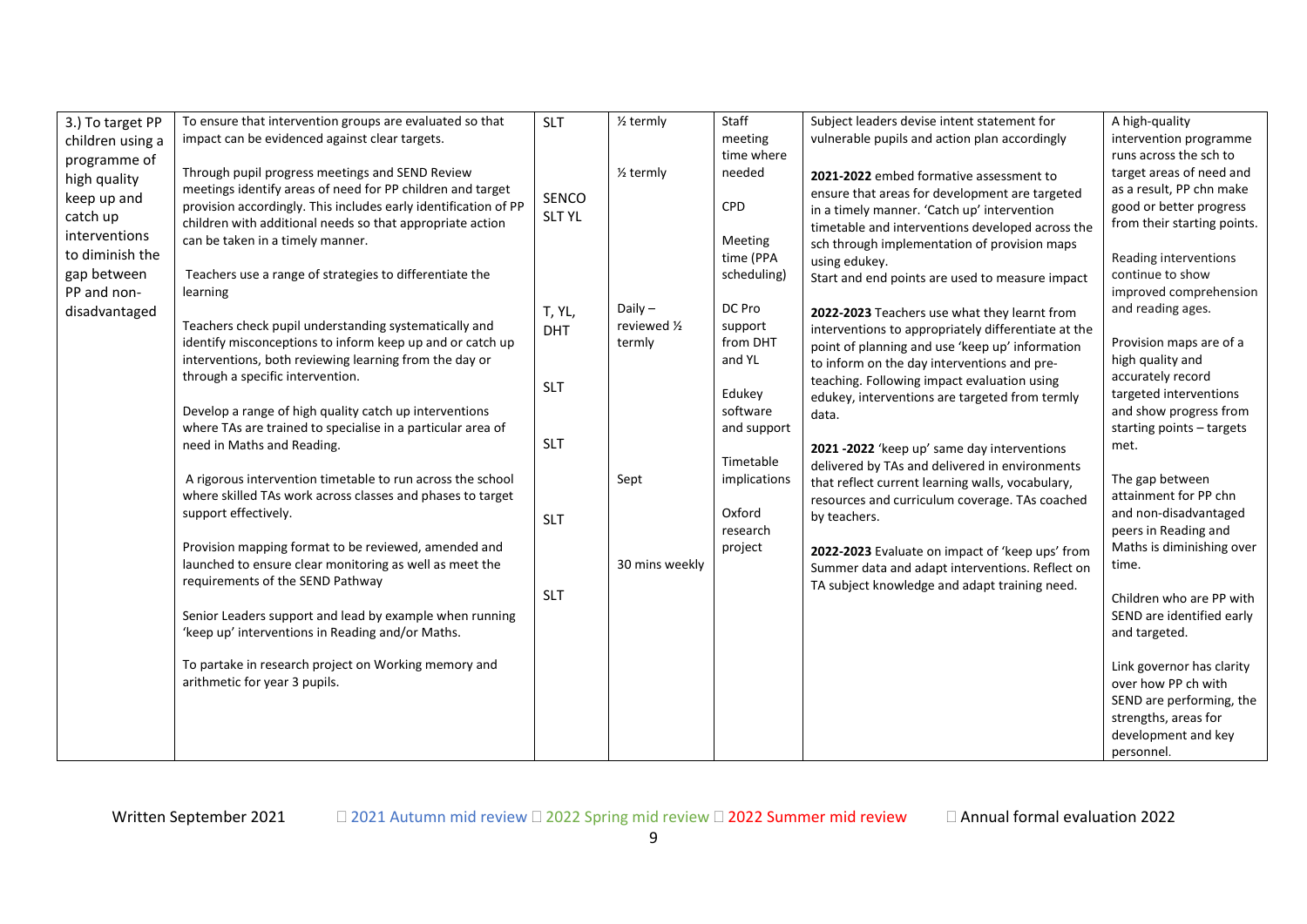| 3.) To target PP children using a programme of high quality keep up and catch up interventions to diminish the gap between PP and non-disadvantaged | To ensure that intervention groups are evaluated so that impact can be evidenced against clear targets.<br><br>Through pupil progress meetings and SEND Review meetings identify areas of need for PP children and target provision accordingly. This includes early identification of PP children with additional needs so that appropriate action can be taken in a timely manner.<br><br>Teachers use a range of strategies to differentiate the learning<br><br>Teachers check pupil understanding systematically and identify misconceptions to inform keep up and or catch up interventions, both reviewing learning from the day or through a specific intervention.<br><br>Develop a range of high quality catch up interventions where TAs are trained to specialise in a particular area of need in Maths and Reading.<br><br>A rigorous intervention timetable to run across the school where skilled TAs work across classes and phases to target support effectively.<br><br>Provision mapping format to be reviewed, amended and launched to ensure clear monitoring as well as meet the requirements of the SEND Pathway<br><br>Senior Leaders support and lead by example when running 'keep up' interventions in Reading and/or Maths.<br><br>To partake in research project on Working memory and arithmetic for year 3 pupils. | SLT<br><br>SENCO<br>SLT YL<br><br>T, YL, DHT<br><br>SLT<br><br>SLT<br><br>SLT<br><br>SLT | ½ termly<br><br>½ termly<br><br>Daily – reviewed ½ termly<br><br>Sept<br><br>30 mins weekly | Staff meeting time where needed<br><br>CPD<br><br>Meeting time (PPA scheduling)<br><br>DC Pro support from DHT and YL<br><br>Edukey software and support<br><br>Timetable implications<br><br>Oxford research project | Subject leaders devise intent statement for vulnerable pupils and action plan accordingly<br><br>**2021-2022** embed formative assessment to ensure that areas for development are targeted in a timely manner. 'Catch up' intervention timetable and interventions developed across the sch through implementation of provision maps using edukey.<br>Start and end points are used to measure impact<br><br>**2022-2023** Teachers use what they learnt from interventions to appropriately differentiate at the point of planning and use 'keep up' information to inform on the day interventions and pre-teaching. Following impact evaluation using edukey, interventions are targeted from termly data.<br><br>**2021 -2022** 'keep up' same day interventions delivered by TAs and delivered in environments that reflect current learning walls, vocabulary, resources and curriculum coverage. TAs coached by teachers.<br><br>**2022-2023** Evaluate on impact of 'keep ups' from Summer data and adapt interventions. Reflect on TA subject knowledge and adapt training need. | A high-quality intervention programme runs across the sch to target areas of need and as a result, PP chn make good or better progress from their starting points.<br><br>Reading interventions continue to show improved comprehension and reading ages.<br><br>Provision maps are of a high quality and accurately record targeted interventions and show progress from starting points – targets met.<br><br>The gap between attainment for PP chn and non-disadvantaged peers in Reading and Maths is diminishing over time.<br><br>Children who are PP with SEND are identified early and targeted.<br><br>Link governor has clarity over how PP ch with SEND are performing, the strengths, areas for development and key personnel. |
|---|---|---|---|---|---|---|

Written September 2021 □ 2021 Autumn mid review □ 2022 Spring mid review □ 2022 Summer mid review □ Annual formal evaluation 2022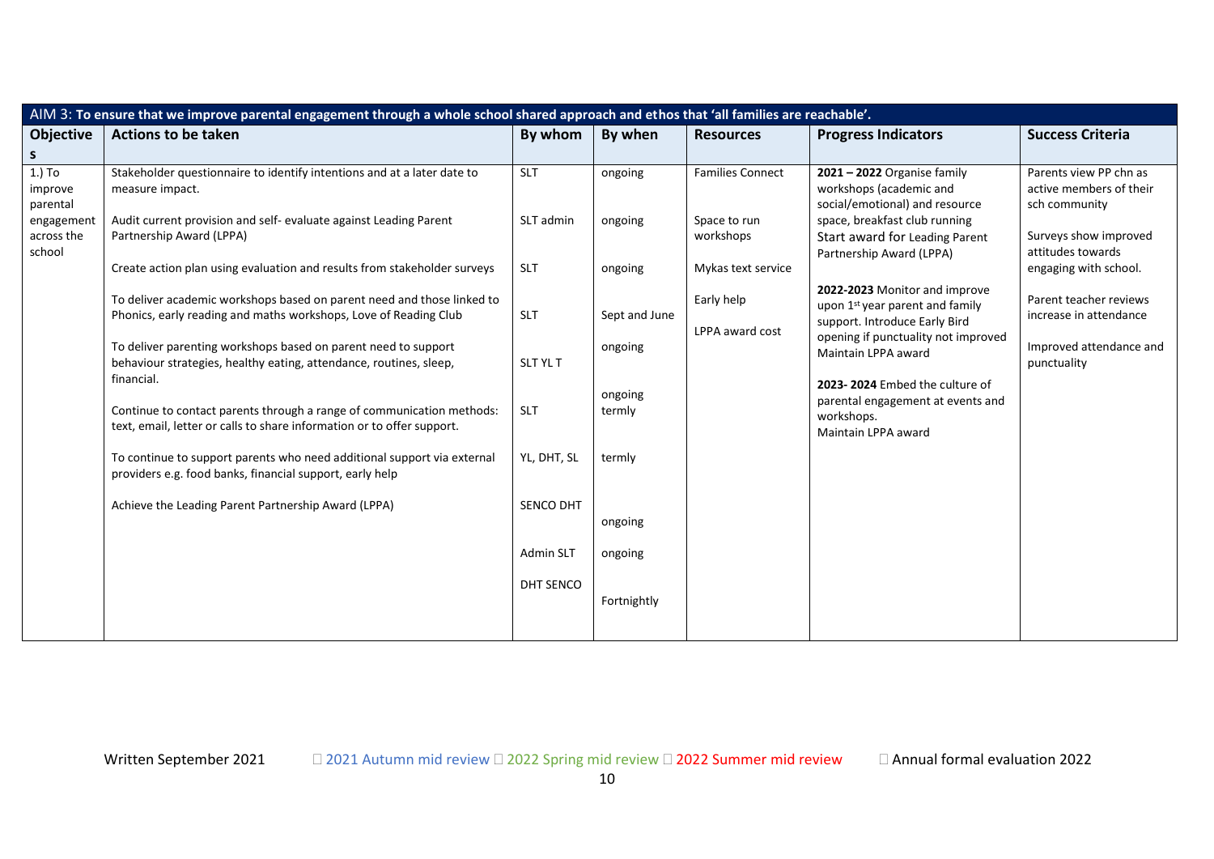| AIM 3: **To ensure that we improve parental engagement through a whole school shared approach and ethos that 'all families are reachable'.** | | | | | | |
|---|---|---|---|---|---|---|
| **Objectives** | **Actions to be taken** | **By whom** | **By when** | **Resources** | **Progress Indicators** | **Success Criteria** |
| 1.) To improve parental engagement across the school | Stakeholder questionnaire to identify intentions and at a later date to measure impact.<br><br>Audit current provision and self- evaluate against Leading Parent Partnership Award (LPPA)<br><br>Create action plan using evaluation and results from stakeholder surveys<br><br>To deliver academic workshops based on parent need and those linked to Phonics, early reading and maths workshops, Love of Reading Club<br><br>To deliver parenting workshops based on parent need to support behaviour strategies, healthy eating, attendance, routines, sleep, financial.<br><br>Continue to contact parents through a range of communication methods: text, email, letter or calls to share information or to offer support.<br><br>To continue to support parents who need additional support via external providers e.g. food banks, financial support, early help<br><br>Achieve the Leading Parent Partnership Award (LPPA) | SLT<br><br>SLT admin<br><br>SLT<br><br>SLT<br><br>SLT YL T<br><br>SLT<br><br>YL, DHT, SL<br><br>SENCO DHT<br><br>Admin SLT<br><br>DHT SENCO | ongoing<br><br>ongoing<br><br>ongoing<br><br>Sept and June<br><br>ongoing<br><br>ongoing termly<br><br>termly<br><br>ongoing<br><br>ongoing<br><br>Fortnightly | Families Connect<br><br>Space to run workshops<br><br>Mykas text service<br><br>Early help<br><br>LPPA award cost | **2021 – 2022** Organise family workshops (academic and social/emotional) and resource space, breakfast club running Start award for Leading Parent Partnership Award (LPPA)<br><br>**2022-2023** Monitor and improve upon 1st year parent and family support. Introduce Early Bird opening if punctuality not improved Maintain LPPA award<br><br>**2023- 2024** Embed the culture of parental engagement at events and workshops. Maintain LPPA award | Parents view PP chn as active members of their sch community<br><br>Surveys show improved attitudes towards engaging with school.<br><br>Parent teacher reviews increase in attendance<br><br>Improved attendance and punctuality |

Written September 2021 □ 2021 Autumn mid review □ 2022 Spring mid review □ 2022 Summer mid review □ Annual formal evaluation 2022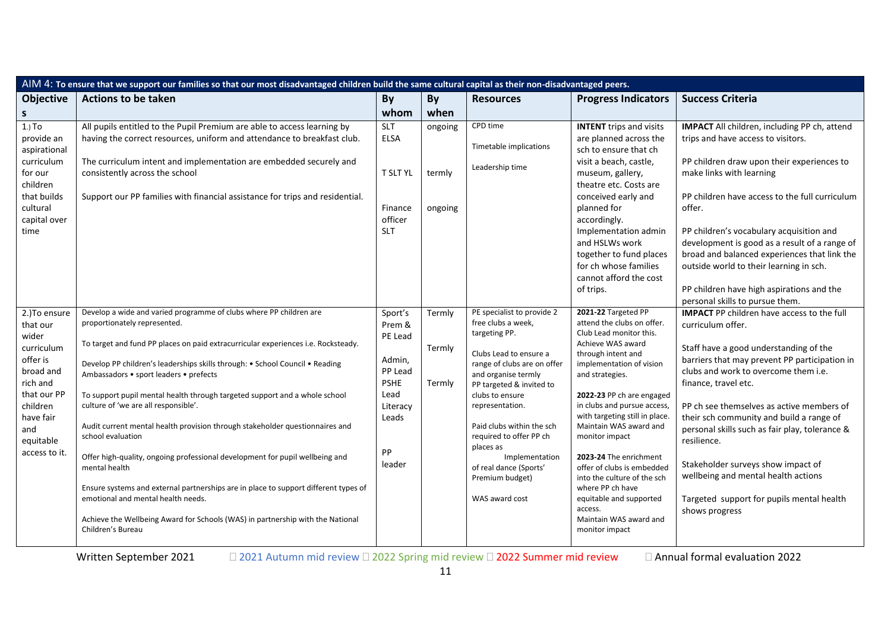| AIM 4: To ensure that we support our families so that our most disadvantaged children build the same cultural capital as their non-disadvantaged peers. | | | | | | |
|---|---|---|---|---|---|---|
| **Objectives** | **Actions to be taken** | **By whom** | **By when** | **Resources** | **Progress Indicators** | **Success Criteria** |
| 1.) To provide an aspirational curriculum for our children that builds cultural capital over time | All pupils entitled to the Pupil Premium are able to access learning by having the correct resources, uniform and attendance to breakfast club.<br><br>The curriculum intent and implementation are embedded securely and consistently across the school<br><br>Support our PP families with financial assistance for trips and residential. | SLT ELSA<br><br>T SLT YL<br><br>Finance officer SLT | ongoing<br><br>termly<br><br>ongoing | CPD time<br><br>Timetable implications<br><br>Leadership time | **INTENT** trips and visits are planned across the sch to ensure that ch visit a beach, castle, museum, gallery, theatre etc. Costs are conceived early and planned for accordingly.<br>Implementation admin and HSLWs work together to fund places for ch whose families cannot afford the cost of trips. | **IMPACT** All children, including PP ch, attend trips and have access to visitors.<br><br>PP children draw upon their experiences to make links with learning<br><br>PP children have access to the full curriculum offer.<br><br>PP children's vocabulary acquisition and development is good as a result of a range of broad and balanced experiences that link the outside world to their learning in sch.<br><br>PP children have high aspirations and the personal skills to pursue them. |
| 2.)To ensure that our wider curriculum offer is broad and rich and that our PP children have fair and equitable access to it. | Develop a wide and varied programme of clubs where PP children are proportionately represented.<br><br>To target and fund PP places on paid extracurricular experiences i.e. Rocksteady.<br><br>Develop PP children's leaderships skills through: • School Council • Reading Ambassadors • sport leaders • prefects<br><br>To support pupil mental health through targeted support and a whole school culture of 'we are all responsible'.<br><br>Audit current mental health provision through stakeholder questionnaires and school evaluation<br><br>Offer high-quality, ongoing professional development for pupil wellbeing and mental health<br><br>Ensure systems and external partnerships are in place to support different types of emotional and mental health needs.<br><br>Achieve the Wellbeing Award for Schools (WAS) in partnership with the National Children's Bureau | Sport's Prem & PE Lead<br><br>Admin, PP Lead<br>PSHE Lead<br>Literacy Leads<br><br>PP leader | Termly<br><br>Termly<br><br>Termly | PE specialist to provide 2 free clubs a week, targeting PP.<br><br>Clubs Lead to ensure a range of clubs are on offer and organise termly PP targeted & invited to clubs to ensure representation.<br><br>Paid clubs within the sch required to offer PP ch places as Implementation of real dance (Sports' Premium budget)<br><br>WAS award cost | **2021-22** Targeted PP attend the clubs on offer. Club Lead monitor this. Achieve WAS award through intent and implementation of vision and strategies.<br><br>**2022-23** PP ch are engaged in clubs and pursue access, with targeting still in place. Maintain WAS award and monitor impact<br><br>**2023-24** The enrichment offer of clubs is embedded into the culture of the sch where PP ch have equitable and supported access.<br>Maintain WAS award and monitor impact | **IMPACT** PP children have access to the full curriculum offer.<br><br>Staff have a good understanding of the barriers that may prevent PP participation in clubs and work to overcome them i.e. finance, travel etc.<br><br>PP ch see themselves as active members of their sch community and build a range of personal skills such as fair play, tolerance & resilience.<br><br>Stakeholder surveys show impact of wellbeing and mental health actions<br><br>Targeted support for pupils mental health shows progress |

Written September 2021 &nbsp;&nbsp;&nbsp; □ 2021 Autumn mid review □ 2022 Spring mid review □ 2022 Summer mid review &nbsp;&nbsp;&nbsp; □ Annual formal evaluation 2022